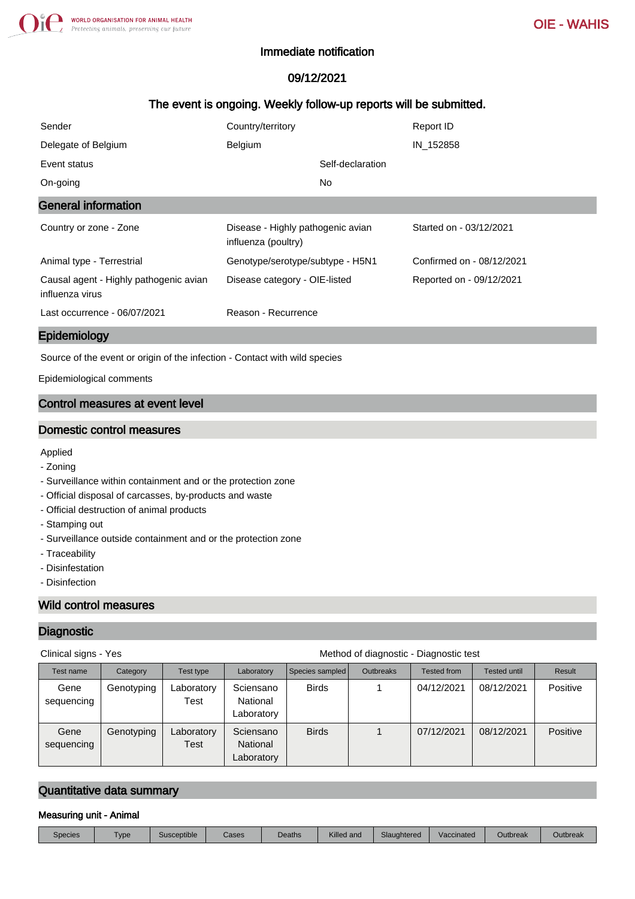# Immediate notification

## 09/12/2021

### The event is ongoing. Weekly follow-up reports will be submitted.

| Sender | Country/territory | Report ID |
|---|---|---|
| Delegate of Belgium | Belgium | IN_152858 |
| Event status | Self-declaration | |
| On-going | No | |

## General information

| | | |
|---|---|---|
| Country or zone - Zone | Disease - Highly pathogenic avian influenza (poultry) | Started on - 03/12/2021 |
| Animal type - Terrestrial | Genotype/serotype/subtype - H5N1 | Confirmed on - 08/12/2021 |
| Causal agent - Highly pathogenic avian influenza virus | Disease category - OIE-listed | Reported on - 09/12/2021 |
| Last occurrence - 06/07/2021 | Reason - Recurrence | |

## Epidemiology

Source of the event or origin of the infection - Contact with wild species

Epidemiological comments

## Control measures at event level

## Domestic control measures

Applied
- Zoning
- Surveillance within containment and or the protection zone
- Official disposal of carcasses, by-products and waste
- Official destruction of animal products
- Stamping out
- Surveillance outside containment and or the protection zone
- Traceability
- Disinfestation
- Disinfection

## Wild control measures

## Diagnostic

Clinical signs - Yes

Method of diagnostic - Diagnostic test

| Test name | Category | Test type | Laboratory | Species sampled | Outbreaks | Tested from | Tested until | Result |
|---|---|---|---|---|---|---|---|---|
| Gene sequencing | Genotyping | Laboratory Test | Sciensano National Laboratory | Birds | 1 | 04/12/2021 | 08/12/2021 | Positive |
| Gene sequencing | Genotyping | Laboratory Test | Sciensano National Laboratory | Birds | 1 | 07/12/2021 | 08/12/2021 | Positive |

## Quantitative data summary

### Measuring unit - Animal

| Species | Type | Susceptible | Cases | Deaths | Killed and | Slaughtered | Vaccinated | Outbreak | Outbreak |
|---|---|---|---|---|---|---|---|---|---|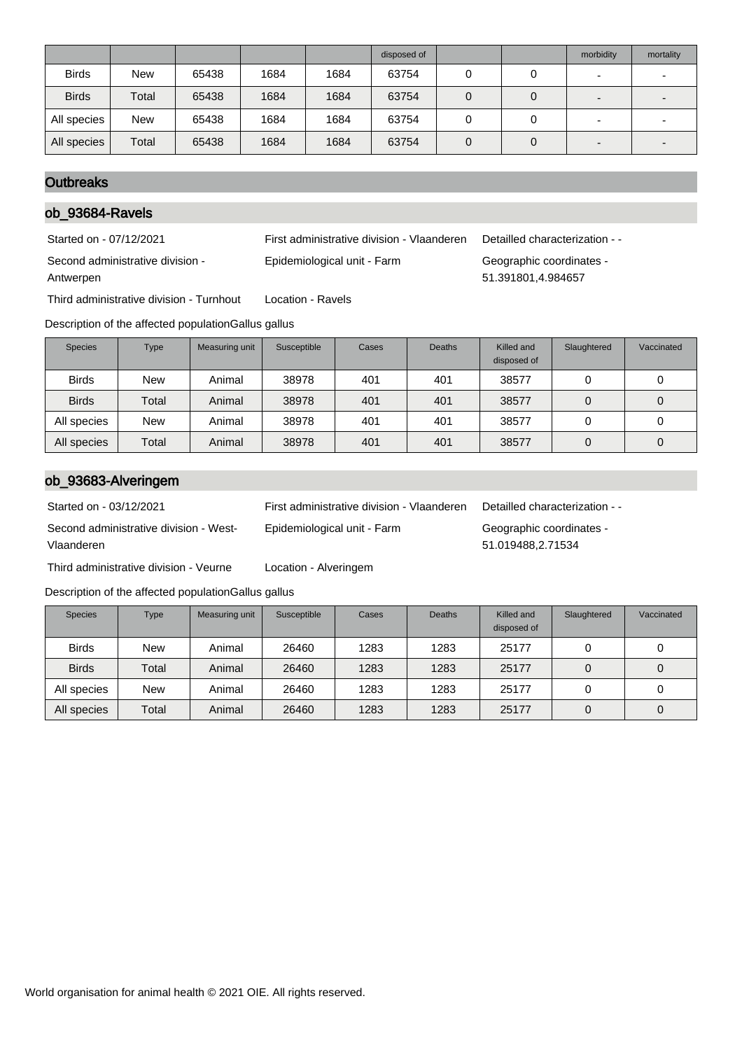| | | | | | disposed of | | | morbidity | mortality |
|---|---|---|---|---|---|---|---|---|---|
| Birds | New | 65438 | 1684 | 1684 | 63754 | 0 | 0 | - | - |
| Birds | Total | 65438 | 1684 | 1684 | 63754 | 0 | 0 | - | - |
| All species | New | 65438 | 1684 | 1684 | 63754 | 0 | 0 | - | - |
| All species | Total | 65438 | 1684 | 1684 | 63754 | 0 | 0 | - | - |

## Outbreaks

### ob_93684-Ravels

Started on - 07/12/2021

First administrative division - Vlaanderen

Detailled characterization - -

Second administrative division - Antwerpen

Epidemiological unit - Farm

Geographic coordinates - 51.391801,4.984657

Third administrative division - Turnhout

Location - Ravels

Description of the affected populationGallus gallus

| Species | Type | Measuring unit | Susceptible | Cases | Deaths | Killed and disposed of | Slaughtered | Vaccinated |
|---|---|---|---|---|---|---|---|---|
| Birds | New | Animal | 38978 | 401 | 401 | 38577 | 0 | 0 |
| Birds | Total | Animal | 38978 | 401 | 401 | 38577 | 0 | 0 |
| All species | New | Animal | 38978 | 401 | 401 | 38577 | 0 | 0 |
| All species | Total | Animal | 38978 | 401 | 401 | 38577 | 0 | 0 |

### ob_93683-Alveringem

Started on - 03/12/2021

First administrative division - Vlaanderen

Detailled characterization - -

Second administrative division - West-Vlaanderen

Epidemiological unit - Farm

Geographic coordinates - 51.019488,2.71534

Third administrative division - Veurne

Location - Alveringem

Description of the affected populationGallus gallus

| Species | Type | Measuring unit | Susceptible | Cases | Deaths | Killed and disposed of | Slaughtered | Vaccinated |
|---|---|---|---|---|---|---|---|---|
| Birds | New | Animal | 26460 | 1283 | 1283 | 25177 | 0 | 0 |
| Birds | Total | Animal | 26460 | 1283 | 1283 | 25177 | 0 | 0 |
| All species | New | Animal | 26460 | 1283 | 1283 | 25177 | 0 | 0 |
| All species | Total | Animal | 26460 | 1283 | 1283 | 25177 | 0 | 0 |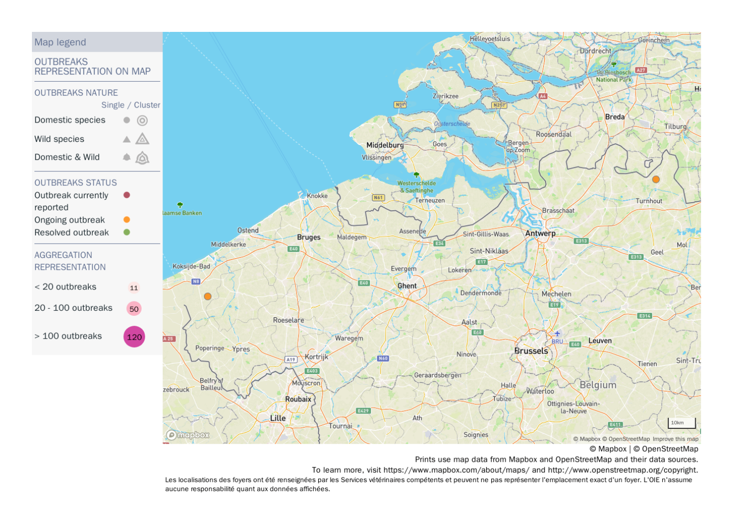Map legend

OUTBREAKS REPRESENTATION ON MAP

OUTBREAKS NATURE

Single / Cluster

Domestic species

Wild species

Domestic & Wild

OUTBREAKS STATUS

Outbreak currently reported

Ongoing outbreak

Resolved outbreak

AGGREGATION REPRESENTATION

< 20 outbreaks 11

20 - 100 outbreaks 50

> 100 outbreaks 120

© Mapbox | © OpenStreetMap

Prints use map data from Mapbox and OpenStreetMap and their data sources.

To learn more, visit https://www.mapbox.com/about/maps/ and http://www.openstreetmap.org/copyright.

Les localisations des foyers ont été renseignées par les Services vétérinaires compétents et peuvent ne pas représenter l'emplacement exact d'un foyer. L'OIE n'assume aucune responsabilité quant aux données affichées.